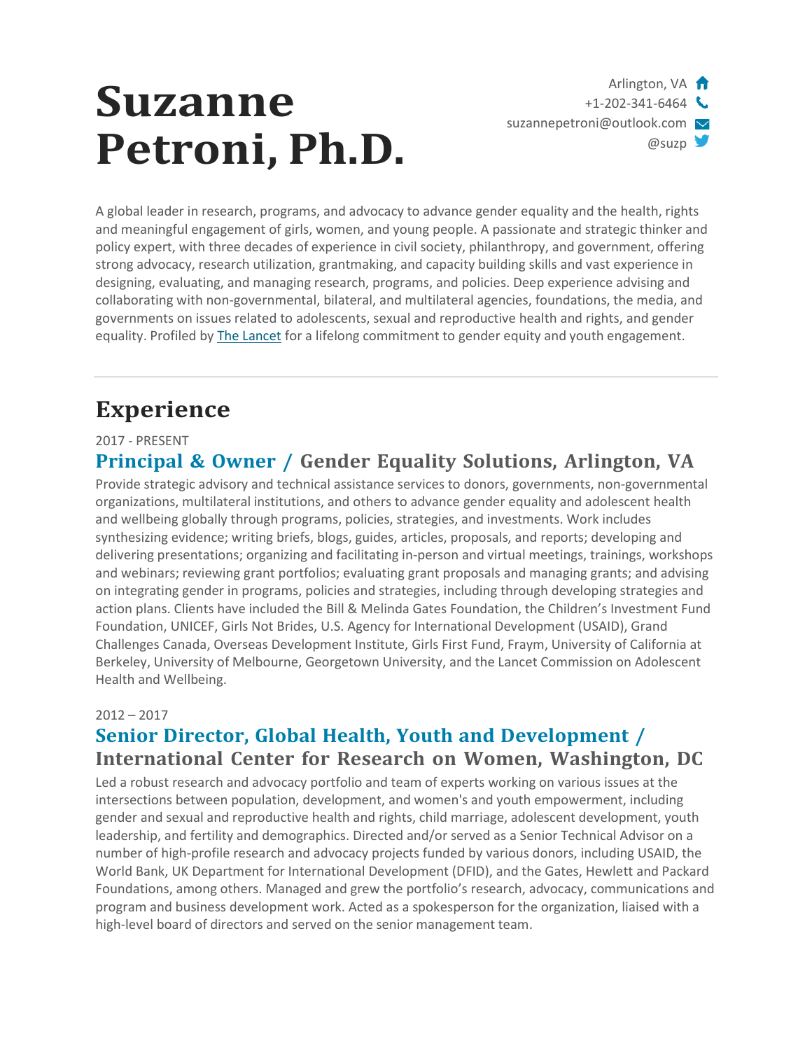# Suzanne Petroni, Ph.D.

Arlington, VA
+1-202-341-6464
suzannepetroni@outlook.com
@suzp

A global leader in research, programs, and advocacy to advance gender equality and the health, rights and meaningful engagement of girls, women, and young people. A passionate and strategic thinker and policy expert, with three decades of experience in civil society, philanthropy, and government, offering strong advocacy, research utilization, grantmaking, and capacity building skills and vast experience in designing, evaluating, and managing research, programs, and policies. Deep experience advising and collaborating with non-governmental, bilateral, and multilateral agencies, foundations, the media, and governments on issues related to adolescents, sexual and reproductive health and rights, and gender equality. Profiled by [The Lancet] for a lifelong commitment to gender equity and youth engagement.

---

## Experience

2017 - PRESENT

### Principal & Owner / Gender Equality Solutions, Arlington, VA

Provide strategic advisory and technical assistance services to donors, governments, non-governmental organizations, multilateral institutions, and others to advance gender equality and adolescent health and wellbeing globally through programs, policies, strategies, and investments. Work includes synthesizing evidence; writing briefs, blogs, guides, articles, proposals, and reports; developing and delivering presentations; organizing and facilitating in-person and virtual meetings, trainings, workshops and webinars; reviewing grant portfolios; evaluating grant proposals and managing grants; and advising on integrating gender in programs, policies and strategies, including through developing strategies and action plans. Clients have included the Bill & Melinda Gates Foundation, the Children's Investment Fund Foundation, UNICEF, Girls Not Brides, U.S. Agency for International Development (USAID), Grand Challenges Canada, Overseas Development Institute, Girls First Fund, Fraym, University of California at Berkeley, University of Melbourne, Georgetown University, and the Lancet Commission on Adolescent Health and Wellbeing.

2012 – 2017

### Senior Director, Global Health, Youth and Development / International Center for Research on Women, Washington, DC

Led a robust research and advocacy portfolio and team of experts working on various issues at the intersections between population, development, and women's and youth empowerment, including gender and sexual and reproductive health and rights, child marriage, adolescent development, youth leadership, and fertility and demographics. Directed and/or served as a Senior Technical Advisor on a number of high-profile research and advocacy projects funded by various donors, including USAID, the World Bank, UK Department for International Development (DFID), and the Gates, Hewlett and Packard Foundations, among others. Managed and grew the portfolio's research, advocacy, communications and program and business development work. Acted as a spokesperson for the organization, liaised with a high-level board of directors and served on the senior management team.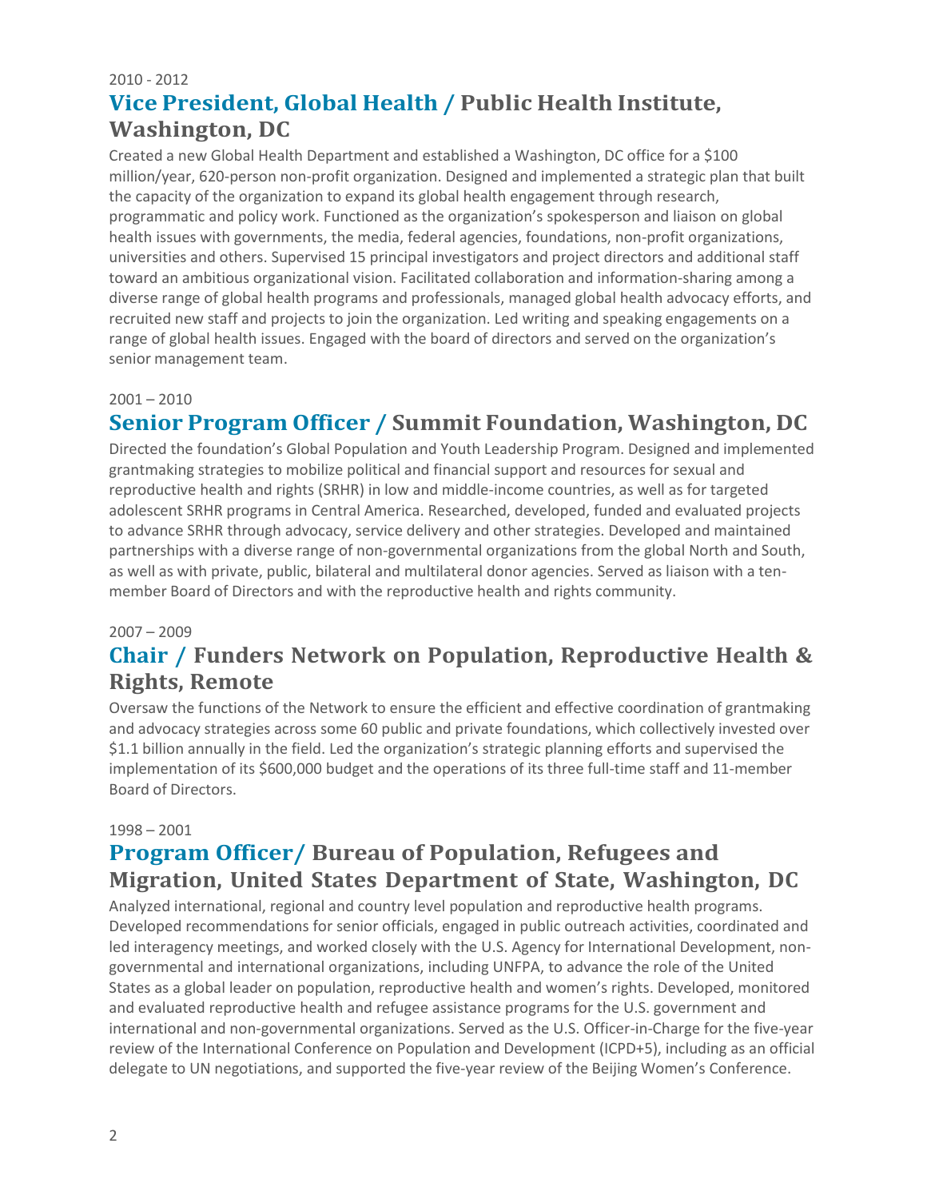2010 - 2012

## Vice President, Global Health / Public Health Institute, Washington, DC

Created a new Global Health Department and established a Washington, DC office for a $100 million/year, 620-person non-profit organization. Designed and implemented a strategic plan that built the capacity of the organization to expand its global health engagement through research, programmatic and policy work. Functioned as the organization's spokesperson and liaison on global health issues with governments, the media, federal agencies, foundations, non-profit organizations, universities and others. Supervised 15 principal investigators and project directors and additional staff toward an ambitious organizational vision. Facilitated collaboration and information-sharing among a diverse range of global health programs and professionals, managed global health advocacy efforts, and recruited new staff and projects to join the organization. Led writing and speaking engagements on a range of global health issues. Engaged with the board of directors and served on the organization's senior management team.

2001 – 2010

## Senior Program Officer / Summit Foundation, Washington, DC

Directed the foundation's Global Population and Youth Leadership Program. Designed and implemented grantmaking strategies to mobilize political and financial support and resources for sexual and reproductive health and rights (SRHR) in low and middle-income countries, as well as for targeted adolescent SRHR programs in Central America. Researched, developed, funded and evaluated projects to advance SRHR through advocacy, service delivery and other strategies. Developed and maintained partnerships with a diverse range of non-governmental organizations from the global North and South, as well as with private, public, bilateral and multilateral donor agencies. Served as liaison with a ten-member Board of Directors and with the reproductive health and rights community.

2007 – 2009

## Chair / Funders Network on Population, Reproductive Health & Rights, Remote

Oversaw the functions of the Network to ensure the efficient and effective coordination of grantmaking and advocacy strategies across some 60 public and private foundations, which collectively invested over $1.1 billion annually in the field. Led the organization's strategic planning efforts and supervised the implementation of its $600,000 budget and the operations of its three full-time staff and 11-member Board of Directors.

1998 – 2001

## Program Officer/ Bureau of Population, Refugees and Migration, United States Department of State, Washington, DC

Analyzed international, regional and country level population and reproductive health programs. Developed recommendations for senior officials, engaged in public outreach activities, coordinated and led interagency meetings, and worked closely with the U.S. Agency for International Development, non-governmental and international organizations, including UNFPA, to advance the role of the United States as a global leader on population, reproductive health and women's rights. Developed, monitored and evaluated reproductive health and refugee assistance programs for the U.S. government and international and non-governmental organizations. Served as the U.S. Officer-in-Charge for the five-year review of the International Conference on Population and Development (ICPD+5), including as an official delegate to UN negotiations, and supported the five-year review of the Beijing Women's Conference.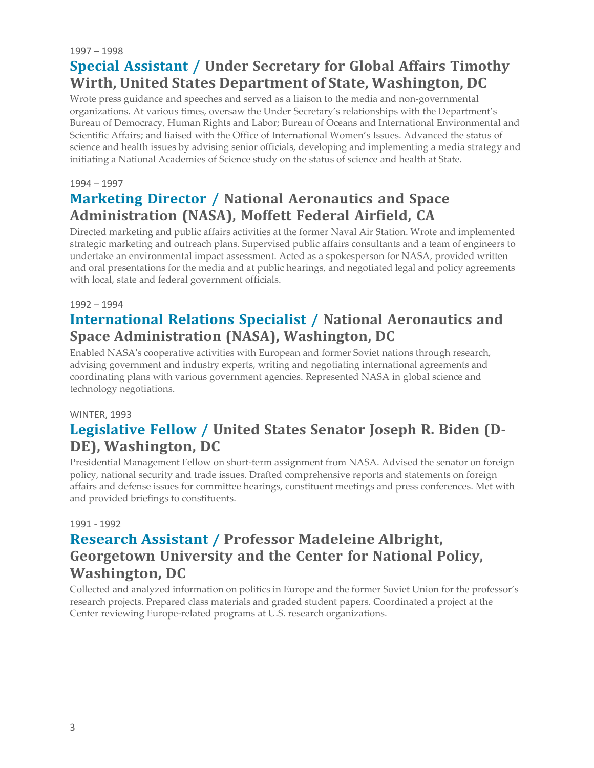1997 – 1998

### Special Assistant / Under Secretary for Global Affairs Timothy Wirth, United States Department of State, Washington, DC

Wrote press guidance and speeches and served as a liaison to the media and non-governmental organizations. At various times, oversaw the Under Secretary's relationships with the Department's Bureau of Democracy, Human Rights and Labor; Bureau of Oceans and International Environmental and Scientific Affairs; and liaised with the Office of International Women's Issues. Advanced the status of science and health issues by advising senior officials, developing and implementing a media strategy and initiating a National Academies of Science study on the status of science and health at State.

1994 – 1997

### Marketing Director / National Aeronautics and Space Administration (NASA), Moffett Federal Airfield, CA

Directed marketing and public affairs activities at the former Naval Air Station. Wrote and implemented strategic marketing and outreach plans. Supervised public affairs consultants and a team of engineers to undertake an environmental impact assessment. Acted as a spokesperson for NASA, provided written and oral presentations for the media and at public hearings, and negotiated legal and policy agreements with local, state and federal government officials.

1992 – 1994

### International Relations Specialist / National Aeronautics and Space Administration (NASA), Washington, DC

Enabled NASA's cooperative activities with European and former Soviet nations through research, advising government and industry experts, writing and negotiating international agreements and coordinating plans with various government agencies. Represented NASA in global science and technology negotiations.

WINTER, 1993

### Legislative Fellow / United States Senator Joseph R. Biden (D-DE), Washington, DC

Presidential Management Fellow on short-term assignment from NASA. Advised the senator on foreign policy, national security and trade issues. Drafted comprehensive reports and statements on foreign affairs and defense issues for committee hearings, constituent meetings and press conferences. Met with and provided briefings to constituents.

1991 - 1992

### Research Assistant / Professor Madeleine Albright, Georgetown University and the Center for National Policy, Washington, DC

Collected and analyzed information on politics in Europe and the former Soviet Union for the professor's research projects. Prepared class materials and graded student papers. Coordinated a project at the Center reviewing Europe-related programs at U.S. research organizations.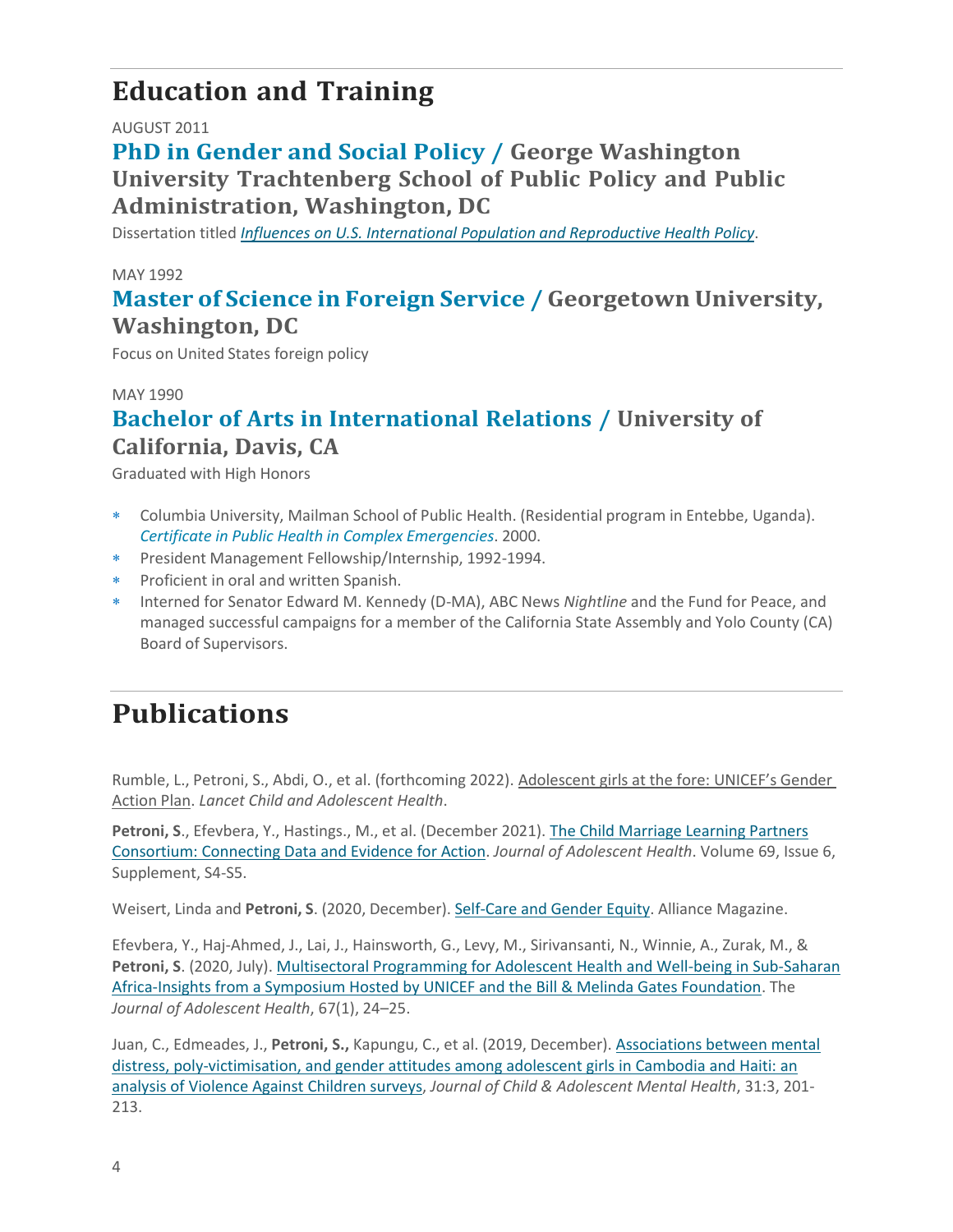# Education and Training

AUGUST 2011

### PhD in Gender and Social Policy / George Washington University Trachtenberg School of Public Policy and Public Administration, Washington, DC

Dissertation titled *Influences on U.S. International Population and Reproductive Health Policy*.

MAY 1992

### Master of Science in Foreign Service / Georgetown University, Washington, DC

Focus on United States foreign policy

MAY 1990

### Bachelor of Arts in International Relations / University of California, Davis, CA

Graduated with High Honors

- Columbia University, Mailman School of Public Health. (Residential program in Entebbe, Uganda). *Certificate in Public Health in Complex Emergencies*. 2000.
- President Management Fellowship/Internship, 1992-1994.
- Proficient in oral and written Spanish.
- Interned for Senator Edward M. Kennedy (D-MA), ABC News *Nightline* and the Fund for Peace, and managed successful campaigns for a member of the California State Assembly and Yolo County (CA) Board of Supervisors.

# Publications

Rumble, L., Petroni, S., Abdi, O., et al. (forthcoming 2022). Adolescent girls at the fore: UNICEF's Gender Action Plan. *Lancet Child and Adolescent Health*.

**Petroni, S**., Efevbera, Y., Hastings., M., et al. (December 2021). The Child Marriage Learning Partners Consortium: Connecting Data and Evidence for Action. *Journal of Adolescent Health*. Volume 69, Issue 6, Supplement, S4-S5.

Weisert, Linda and **Petroni, S**. (2020, December). Self-Care and Gender Equity. Alliance Magazine.

Efevbera, Y., Haj-Ahmed, J., Lai, J., Hainsworth, G., Levy, M., Sirivansanti, N., Winnie, A., Zurak, M., & **Petroni, S**. (2020, July). Multisectoral Programming for Adolescent Health and Well-being in Sub-Saharan Africa-Insights from a Symposium Hosted by UNICEF and the Bill & Melinda Gates Foundation. The *Journal of Adolescent Health*, 67(1), 24–25.

Juan, C., Edmeades, J., **Petroni, S.,** Kapungu, C., et al. (2019, December). Associations between mental distress, poly-victimisation, and gender attitudes among adolescent girls in Cambodia and Haiti: an analysis of Violence Against Children surveys, *Journal of Child & Adolescent Mental Health*, 31:3, 201-213.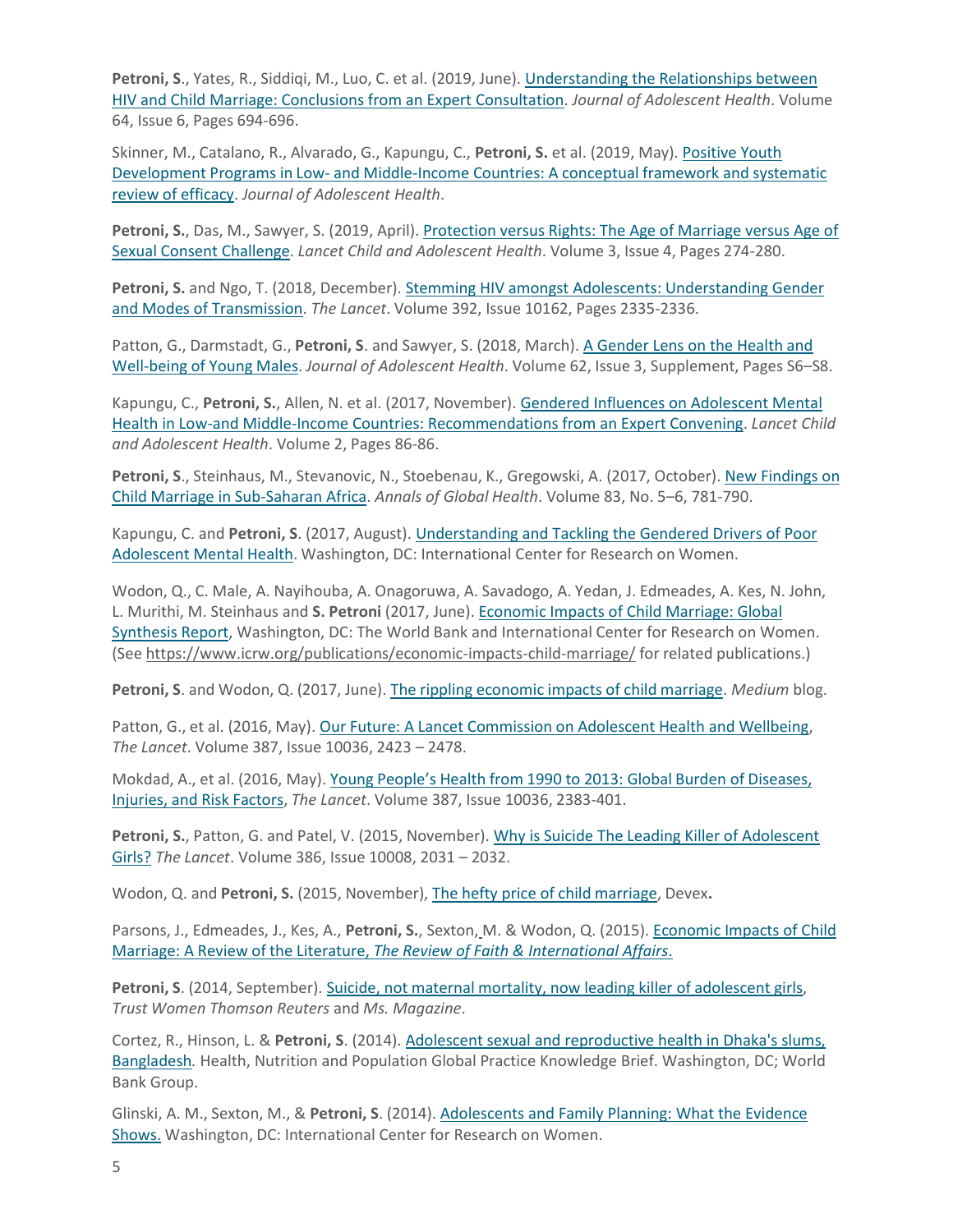**Petroni, S**., Yates, R., Siddiqi, M., Luo, C. et al. (2019, June). Understanding the Relationships between HIV and Child Marriage: Conclusions from an Expert Consultation. *Journal of Adolescent Health*. Volume 64, Issue 6, Pages 694-696.

Skinner, M., Catalano, R., Alvarado, G., Kapungu, C., **Petroni, S.** et al. (2019, May). Positive Youth Development Programs in Low- and Middle-Income Countries: A conceptual framework and systematic review of efficacy. *Journal of Adolescent Health*.

**Petroni, S.**, Das, M., Sawyer, S. (2019, April). Protection versus Rights: The Age of Marriage versus Age of Sexual Consent Challenge. *Lancet Child and Adolescent Health*. Volume 3, Issue 4, Pages 274-280.

**Petroni, S.** and Ngo, T. (2018, December). Stemming HIV amongst Adolescents: Understanding Gender and Modes of Transmission. *The Lancet*. Volume 392, Issue 10162, Pages 2335-2336.

Patton, G., Darmstadt, G., **Petroni, S**. and Sawyer, S. (2018, March). A Gender Lens on the Health and Well-being of Young Males. *Journal of Adolescent Health*. Volume 62, Issue 3, Supplement, Pages S6–S8.

Kapungu, C., **Petroni, S.**, Allen, N. et al. (2017, November). Gendered Influences on Adolescent Mental Health in Low-and Middle-Income Countries: Recommendations from an Expert Convening. *Lancet Child and Adolescent Health*. Volume 2, Pages 86-86.

**Petroni, S**., Steinhaus, M., Stevanovic, N., Stoebenau, K., Gregowski, A. (2017, October). New Findings on Child Marriage in Sub-Saharan Africa. *Annals of Global Health*. Volume 83, No. 5–6, 781-790.

Kapungu, C. and **Petroni, S**. (2017, August). Understanding and Tackling the Gendered Drivers of Poor Adolescent Mental Health. Washington, DC: International Center for Research on Women.

Wodon, Q., C. Male, A. Nayihouba, A. Onagoruwa, A. Savadogo, A. Yedan, J. Edmeades, A. Kes, N. John, L. Murithi, M. Steinhaus and **S. Petroni** (2017, June). Economic Impacts of Child Marriage: Global Synthesis Report, Washington, DC: The World Bank and International Center for Research on Women. (See https://www.icrw.org/publications/economic-impacts-child-marriage/ for related publications.)

**Petroni, S**. and Wodon, Q. (2017, June). The rippling economic impacts of child marriage. *Medium* blog.

Patton, G., et al. (2016, May). Our Future: A Lancet Commission on Adolescent Health and Wellbeing, *The Lancet*. Volume 387, Issue 10036, 2423 – 2478.

Mokdad, A., et al. (2016, May). Young People's Health from 1990 to 2013: Global Burden of Diseases, Injuries, and Risk Factors, *The Lancet*. Volume 387, Issue 10036, 2383-401.

**Petroni, S.**, Patton, G. and Patel, V. (2015, November). Why is Suicide The Leading Killer of Adolescent Girls? *The Lancet*. Volume 386, Issue 10008, 2031 – 2032.

Wodon, Q. and **Petroni, S.** (2015, November), The hefty price of child marriage, Devex**.**

Parsons, J., Edmeades, J., Kes, A., **Petroni, S.**, Sexton, M. & Wodon, Q. (2015). Economic Impacts of Child Marriage: A Review of the Literature, *The Review of Faith & International Affairs*.

**Petroni, S**. (2014, September). Suicide, not maternal mortality, now leading killer of adolescent girls, *Trust Women Thomson Reuters* and *Ms. Magazine*.

Cortez, R., Hinson, L. & **Petroni, S**. (2014). Adolescent sexual and reproductive health in Dhaka's slums, Bangladesh*.* Health, Nutrition and Population Global Practice Knowledge Brief. Washington, DC; World Bank Group.

Glinski, A. M., Sexton, M., & **Petroni, S**. (2014). Adolescents and Family Planning: What the Evidence Shows. Washington, DC: International Center for Research on Women.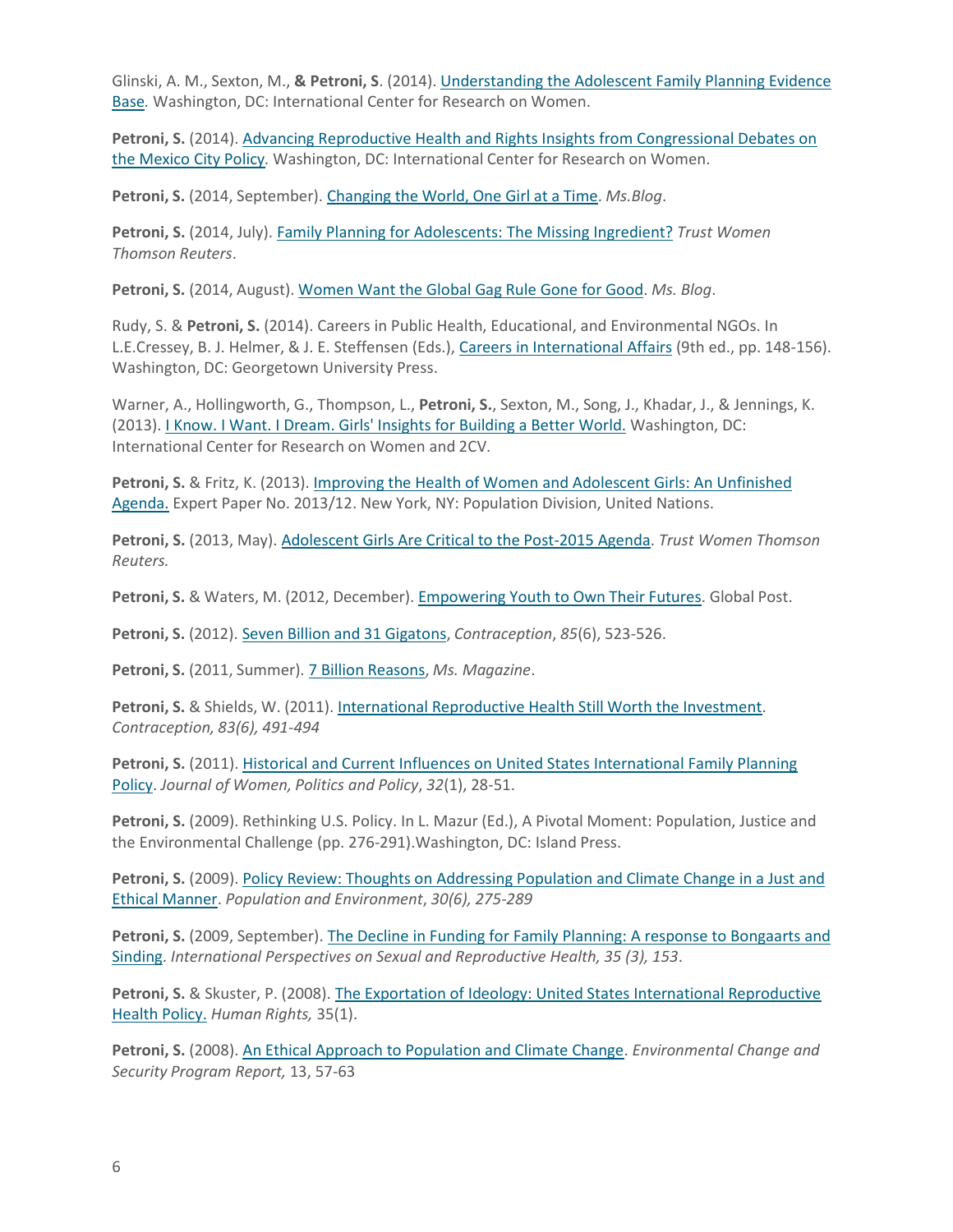Glinski, A. M., Sexton, M., **& Petroni, S**. (2014). Understanding the Adolescent Family Planning Evidence Base. Washington, DC: International Center for Research on Women.

**Petroni, S.** (2014). Advancing Reproductive Health and Rights Insights from Congressional Debates on the Mexico City Policy. Washington, DC: International Center for Research on Women.

**Petroni, S.** (2014, September). Changing the World, One Girl at a Time. *Ms.Blog*.

**Petroni, S.** (2014, July). Family Planning for Adolescents: The Missing Ingredient? *Trust Women Thomson Reuters*.

**Petroni, S.** (2014, August). Women Want the Global Gag Rule Gone for Good. *Ms. Blog*.

Rudy, S. & **Petroni, S.** (2014). Careers in Public Health, Educational, and Environmental NGOs. In L.E.Cressey, B. J. Helmer, & J. E. Steffensen (Eds.), Careers in International Affairs (9th ed., pp. 148-156). Washington, DC: Georgetown University Press.

Warner, A., Hollingworth, G., Thompson, L., **Petroni, S.**, Sexton, M., Song, J., Khadar, J., & Jennings, K. (2013). I Know. I Want. I Dream. Girls' Insights for Building a Better World. Washington, DC: International Center for Research on Women and 2CV.

**Petroni, S.** & Fritz, K. (2013). Improving the Health of Women and Adolescent Girls: An Unfinished Agenda. Expert Paper No. 2013/12. New York, NY: Population Division, United Nations.

**Petroni, S.** (2013, May). Adolescent Girls Are Critical to the Post-2015 Agenda. *Trust Women Thomson Reuters.*

**Petroni, S.** & Waters, M. (2012, December). Empowering Youth to Own Their Futures. Global Post.

**Petroni, S.** (2012). Seven Billion and 31 Gigatons, *Contraception*, *85*(6), 523-526.

**Petroni, S.** (2011, Summer). 7 Billion Reasons, *Ms. Magazine*.

**Petroni, S.** & Shields, W. (2011). International Reproductive Health Still Worth the Investment. *Contraception, 83(6), 491-494*

**Petroni, S.** (2011). Historical and Current Influences on United States International Family Planning Policy. *Journal of Women, Politics and Policy*, *32*(1), 28-51.

**Petroni, S.** (2009). Rethinking U.S. Policy. In L. Mazur (Ed.), A Pivotal Moment: Population, Justice and the Environmental Challenge (pp. 276-291).Washington, DC: Island Press.

**Petroni, S.** (2009). Policy Review: Thoughts on Addressing Population and Climate Change in a Just and Ethical Manner. *Population and Environment*, *30(6), 275-289*

**Petroni, S.** (2009, September). The Decline in Funding for Family Planning: A response to Bongaarts and Sinding. *International Perspectives on Sexual and Reproductive Health, 35 (3), 153*.

**Petroni, S.** & Skuster, P. (2008). The Exportation of Ideology: United States International Reproductive Health Policy. *Human Rights,* 35(1).

**Petroni, S.** (2008). An Ethical Approach to Population and Climate Change. *Environmental Change and Security Program Report,* 13, 57-63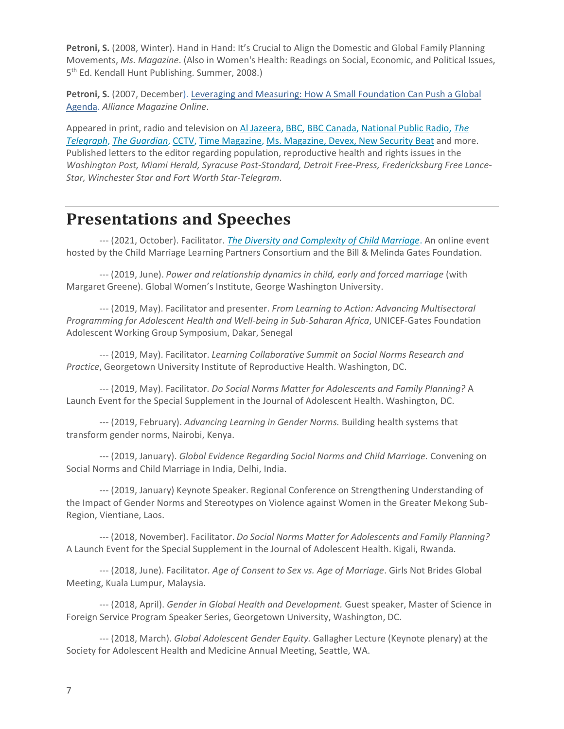**Petroni, S.** (2008, Winter). Hand in Hand: It's Crucial to Align the Domestic and Global Family Planning Movements, *Ms. Magazine*. (Also in Women's Health: Readings on Social, Economic, and Political Issues, 5th Ed. Kendall Hunt Publishing. Summer, 2008.)

**Petroni, S.** (2007, December). Leveraging and Measuring: How A Small Foundation Can Push a Global Agenda. *Alliance Magazine Online*.

Appeared in print, radio and television on Al Jazeera, BBC, BBC Canada, National Public Radio, *The Telegraph*, *The Guardian*, CCTV, Time Magazine, Ms. Magazine, Devex, New Security Beat and more. Published letters to the editor regarding population, reproductive health and rights issues in the *Washington Post, Miami Herald, Syracuse Post-Standard, Detroit Free-Press, Fredericksburg Free Lance-Star, Winchester Star and Fort Worth Star-Telegram*.

## Presentations and Speeches

--- (2021, October). Facilitator. *The Diversity and Complexity of Child Marriage*. An online event hosted by the Child Marriage Learning Partners Consortium and the Bill & Melinda Gates Foundation.

--- (2019, June). *Power and relationship dynamics in child, early and forced marriage* (with Margaret Greene). Global Women's Institute, George Washington University.

--- (2019, May). Facilitator and presenter. *From Learning to Action: Advancing Multisectoral Programming for Adolescent Health and Well-being in Sub-Saharan Africa*, UNICEF-Gates Foundation Adolescent Working Group Symposium, Dakar, Senegal

--- (2019, May). Facilitator. *Learning Collaborative Summit on Social Norms Research and Practice*, Georgetown University Institute of Reproductive Health. Washington, DC.

--- (2019, May). Facilitator. *Do Social Norms Matter for Adolescents and Family Planning?* A Launch Event for the Special Supplement in the Journal of Adolescent Health. Washington, DC.

--- (2019, February). *Advancing Learning in Gender Norms.* Building health systems that transform gender norms, Nairobi, Kenya.

--- (2019, January). *Global Evidence Regarding Social Norms and Child Marriage.* Convening on Social Norms and Child Marriage in India, Delhi, India.

--- (2019, January) Keynote Speaker. Regional Conference on Strengthening Understanding of the Impact of Gender Norms and Stereotypes on Violence against Women in the Greater Mekong Sub-Region, Vientiane, Laos.

--- (2018, November). Facilitator. *Do Social Norms Matter for Adolescents and Family Planning?* A Launch Event for the Special Supplement in the Journal of Adolescent Health. Kigali, Rwanda.

--- (2018, June). Facilitator*. Age of Consent to Sex vs. Age of Marriage*. Girls Not Brides Global Meeting, Kuala Lumpur, Malaysia.

--- (2018, April). *Gender in Global Health and Development.* Guest speaker, Master of Science in Foreign Service Program Speaker Series, Georgetown University, Washington, DC.

--- (2018, March). *Global Adolescent Gender Equity.* Gallagher Lecture (Keynote plenary) at the Society for Adolescent Health and Medicine Annual Meeting, Seattle, WA.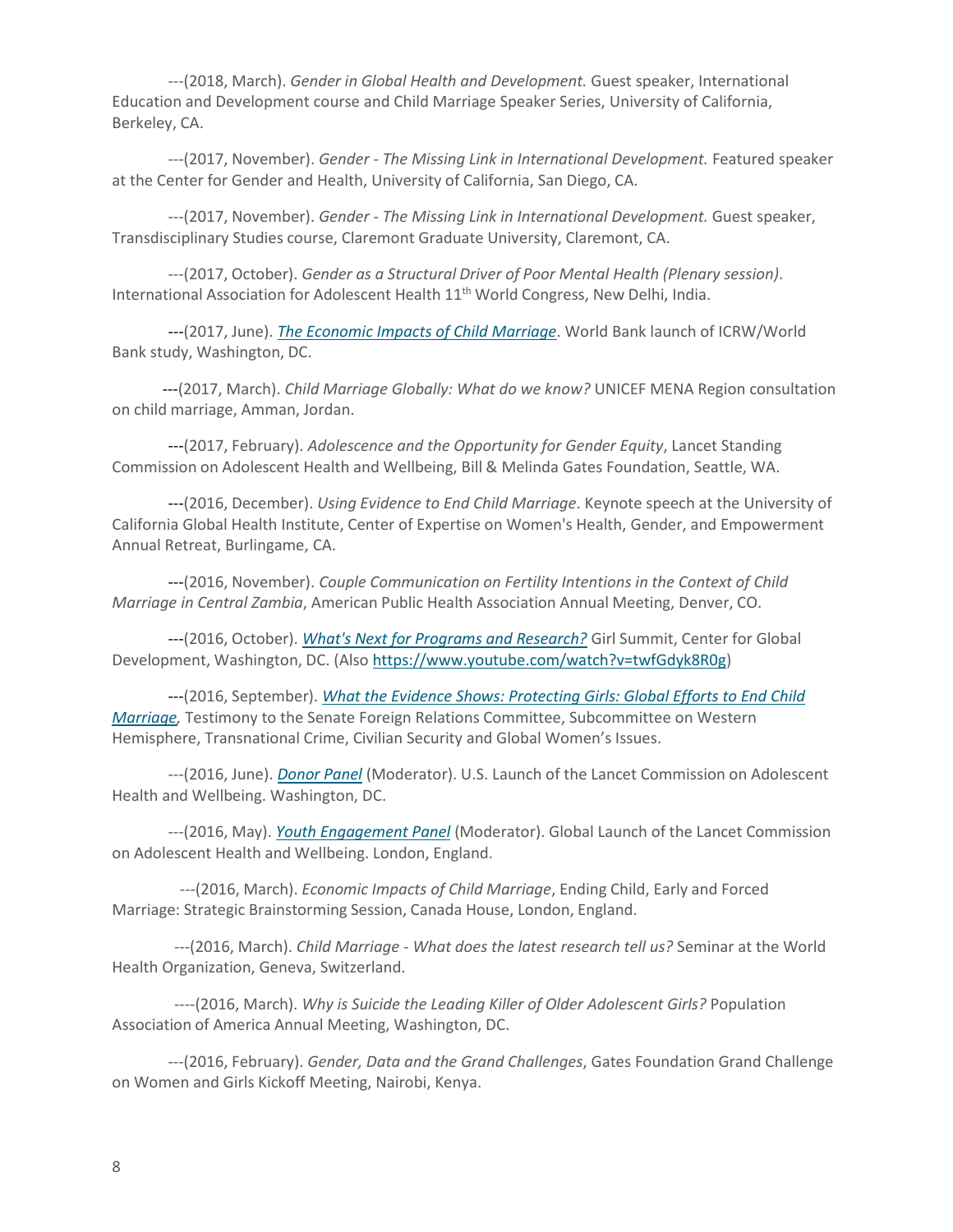---(2018, March). *Gender in Global Health and Development.* Guest speaker, International Education and Development course and Child Marriage Speaker Series, University of California, Berkeley, CA.

---(2017, November). *Gender - The Missing Link in International Development.* Featured speaker at the Center for Gender and Health, University of California, San Diego, CA.

---(2017, November). *Gender - The Missing Link in International Development.* Guest speaker, Transdisciplinary Studies course, Claremont Graduate University, Claremont, CA.

---(2017, October). *Gender as a Structural Driver of Poor Mental Health (Plenary session)*. International Association for Adolescent Health 11th World Congress, New Delhi, India.

---(2017, June). *The Economic Impacts of Child Marriage*. World Bank launch of ICRW/World Bank study, Washington, DC.

---(2017, March). *Child Marriage Globally: What do we know?* UNICEF MENA Region consultation on child marriage, Amman, Jordan.

---(2017, February). *Adolescence and the Opportunity for Gender Equity*, Lancet Standing Commission on Adolescent Health and Wellbeing, Bill & Melinda Gates Foundation, Seattle, WA.

---(2016, December). *Using Evidence to End Child Marriage*. Keynote speech at the University of California Global Health Institute, Center of Expertise on Women's Health, Gender, and Empowerment Annual Retreat, Burlingame, CA.

---(2016, November). *Couple Communication on Fertility Intentions in the Context of Child Marriage in Central Zambia*, American Public Health Association Annual Meeting, Denver, CO.

---(2016, October). *What's Next for Programs and Research?* Girl Summit, Center for Global Development, Washington, DC. (Also https://www.youtube.com/watch?v=twfGdyk8R0g)

---(2016, September). *What the Evidence Shows: Protecting Girls: Global Efforts to End Child Marriage*, Testimony to the Senate Foreign Relations Committee, Subcommittee on Western Hemisphere, Transnational Crime, Civilian Security and Global Women's Issues.

---(2016, June). *Donor Panel* (Moderator). U.S. Launch of the Lancet Commission on Adolescent Health and Wellbeing. Washington, DC.

---(2016, May). *Youth Engagement Panel* (Moderator). Global Launch of the Lancet Commission on Adolescent Health and Wellbeing. London, England.

---(2016, March). *Economic Impacts of Child Marriage*, Ending Child, Early and Forced Marriage: Strategic Brainstorming Session, Canada House, London, England.

---(2016, March). *Child Marriage - What does the latest research tell us?* Seminar at the World Health Organization, Geneva, Switzerland.

----(2016, March). *Why is Suicide the Leading Killer of Older Adolescent Girls?* Population Association of America Annual Meeting, Washington, DC.

---(2016, February). *Gender, Data and the Grand Challenges*, Gates Foundation Grand Challenge on Women and Girls Kickoff Meeting, Nairobi, Kenya.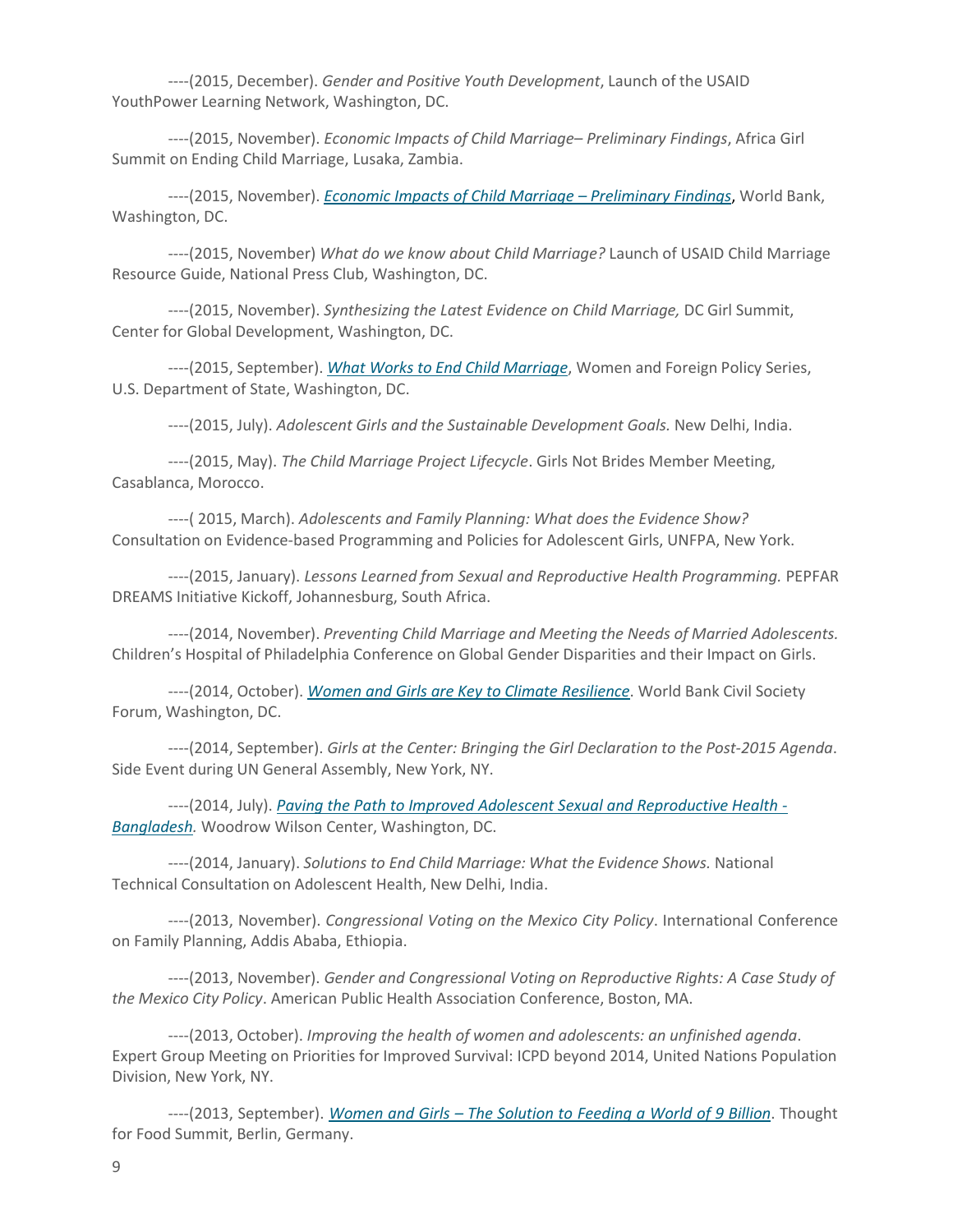----(2015, December). *Gender and Positive Youth Development*, Launch of the USAID YouthPower Learning Network, Washington, DC.

----(2015, November). *Economic Impacts of Child Marriage– Preliminary Findings*, Africa Girl Summit on Ending Child Marriage, Lusaka, Zambia.

----(2015, November). *Economic Impacts of Child Marriage – Preliminary Findings*, World Bank, Washington, DC.

----(2015, November) *What do we know about Child Marriage?* Launch of USAID Child Marriage Resource Guide, National Press Club, Washington, DC.

----(2015, November). *Synthesizing the Latest Evidence on Child Marriage,* DC Girl Summit, Center for Global Development, Washington, DC.

----(2015, September). *What Works to End Child Marriage*, Women and Foreign Policy Series, U.S. Department of State, Washington, DC.

----(2015, July). *Adolescent Girls and the Sustainable Development Goals.* New Delhi, India.

----(2015, May). *The Child Marriage Project Lifecycle*. Girls Not Brides Member Meeting, Casablanca, Morocco.

----( 2015, March). *Adolescents and Family Planning: What does the Evidence Show?* Consultation on Evidence-based Programming and Policies for Adolescent Girls, UNFPA, New York.

----(2015, January). *Lessons Learned from Sexual and Reproductive Health Programming.* PEPFAR DREAMS Initiative Kickoff, Johannesburg, South Africa.

----(2014, November). *Preventing Child Marriage and Meeting the Needs of Married Adolescents.* Children's Hospital of Philadelphia Conference on Global Gender Disparities and their Impact on Girls.

----(2014, October). *Women and Girls are Key to Climate Resilience.* World Bank Civil Society Forum, Washington, DC.

----(2014, September). *Girls at the Center: Bringing the Girl Declaration to the Post-2015 Agenda*. Side Event during UN General Assembly, New York, NY.

----(2014, July). *Paving the Path to Improved Adolescent Sexual and Reproductive Health - Bangladesh.* Woodrow Wilson Center, Washington, DC.

----(2014, January). *Solutions to End Child Marriage: What the Evidence Shows.* National Technical Consultation on Adolescent Health, New Delhi, India.

----(2013, November). *Congressional Voting on the Mexico City Policy*. International Conference on Family Planning, Addis Ababa, Ethiopia.

----(2013, November). *Gender and Congressional Voting on Reproductive Rights: A Case Study of the Mexico City Policy*. American Public Health Association Conference, Boston, MA.

----(2013, October). *Improving the health of women and adolescents: an unfinished agenda*. Expert Group Meeting on Priorities for Improved Survival: ICPD beyond 2014, United Nations Population Division, New York, NY.

----(2013, September). *Women and Girls – The Solution to Feeding a World of 9 Billion*. Thought for Food Summit, Berlin, Germany.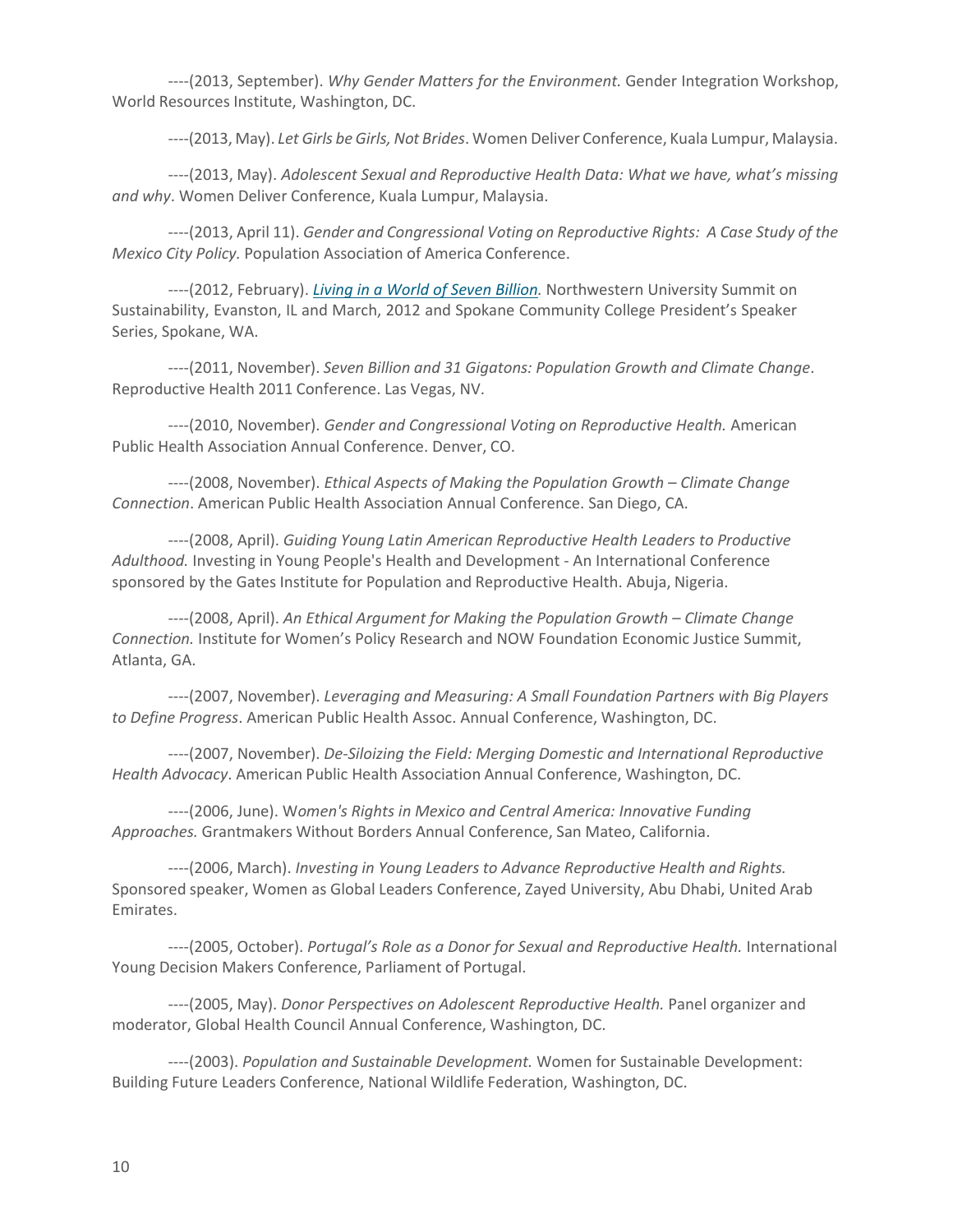----(2013, September). *Why Gender Matters for the Environment.* Gender Integration Workshop, World Resources Institute, Washington, DC.

----(2013, May). *Let Girls be Girls, Not Brides*. Women Deliver Conference, Kuala Lumpur, Malaysia.

----(2013, May). *Adolescent Sexual and Reproductive Health Data: What we have, what's missing and why*. Women Deliver Conference, Kuala Lumpur, Malaysia.

----(2013, April 11). *Gender and Congressional Voting on Reproductive Rights: A Case Study of the Mexico City Policy.* Population Association of America Conference.

----(2012, February). *Living in a World of Seven Billion.* Northwestern University Summit on Sustainability, Evanston, IL and March, 2012 and Spokane Community College President's Speaker Series, Spokane, WA.

----(2011, November). *Seven Billion and 31 Gigatons: Population Growth and Climate Change*. Reproductive Health 2011 Conference. Las Vegas, NV.

----(2010, November). *Gender and Congressional Voting on Reproductive Health.* American Public Health Association Annual Conference. Denver, CO.

----(2008, November). *Ethical Aspects of Making the Population Growth – Climate Change Connection*. American Public Health Association Annual Conference. San Diego, CA.

----(2008, April). *Guiding Young Latin American Reproductive Health Leaders to Productive Adulthood.* Investing in Young People's Health and Development - An International Conference sponsored by the Gates Institute for Population and Reproductive Health. Abuja, Nigeria.

----(2008, April). *An Ethical Argument for Making the Population Growth – Climate Change Connection.* Institute for Women's Policy Research and NOW Foundation Economic Justice Summit, Atlanta, GA.

----(2007, November). *Leveraging and Measuring: A Small Foundation Partners with Big Players to Define Progress*. American Public Health Assoc. Annual Conference, Washington, DC.

----(2007, November). *De-Siloizing the Field: Merging Domestic and International Reproductive Health Advocacy*. American Public Health Association Annual Conference, Washington, DC.

----(2006, June). W*omen's Rights in Mexico and Central America: Innovative Funding Approaches.* Grantmakers Without Borders Annual Conference, San Mateo, California.

----(2006, March). *Investing in Young Leaders to Advance Reproductive Health and Rights.* Sponsored speaker, Women as Global Leaders Conference, Zayed University, Abu Dhabi, United Arab Emirates.

----(2005, October). *Portugal's Role as a Donor for Sexual and Reproductive Health.* International Young Decision Makers Conference, Parliament of Portugal.

----(2005, May). *Donor Perspectives on Adolescent Reproductive Health.* Panel organizer and moderator, Global Health Council Annual Conference, Washington, DC.

----(2003). *Population and Sustainable Development.* Women for Sustainable Development: Building Future Leaders Conference, National Wildlife Federation, Washington, DC.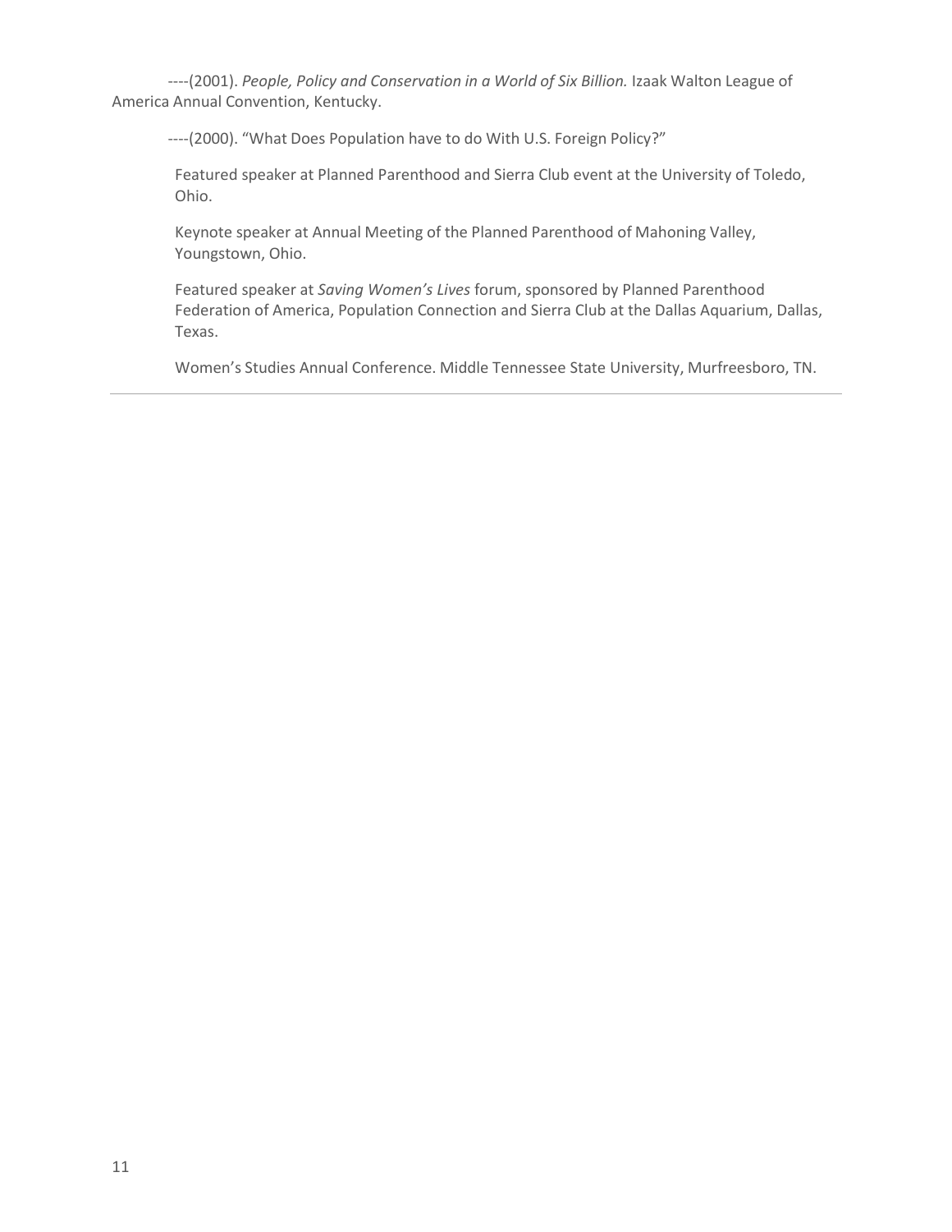----(2001). *People, Policy and Conservation in a World of Six Billion.* Izaak Walton League of America Annual Convention, Kentucky.

----(2000). "What Does Population have to do With U.S. Foreign Policy?"

Featured speaker at Planned Parenthood and Sierra Club event at the University of Toledo, Ohio.

Keynote speaker at Annual Meeting of the Planned Parenthood of Mahoning Valley, Youngstown, Ohio.

Featured speaker at *Saving Women's Lives* forum, sponsored by Planned Parenthood Federation of America, Population Connection and Sierra Club at the Dallas Aquarium, Dallas, Texas.

Women's Studies Annual Conference. Middle Tennessee State University, Murfreesboro, TN.